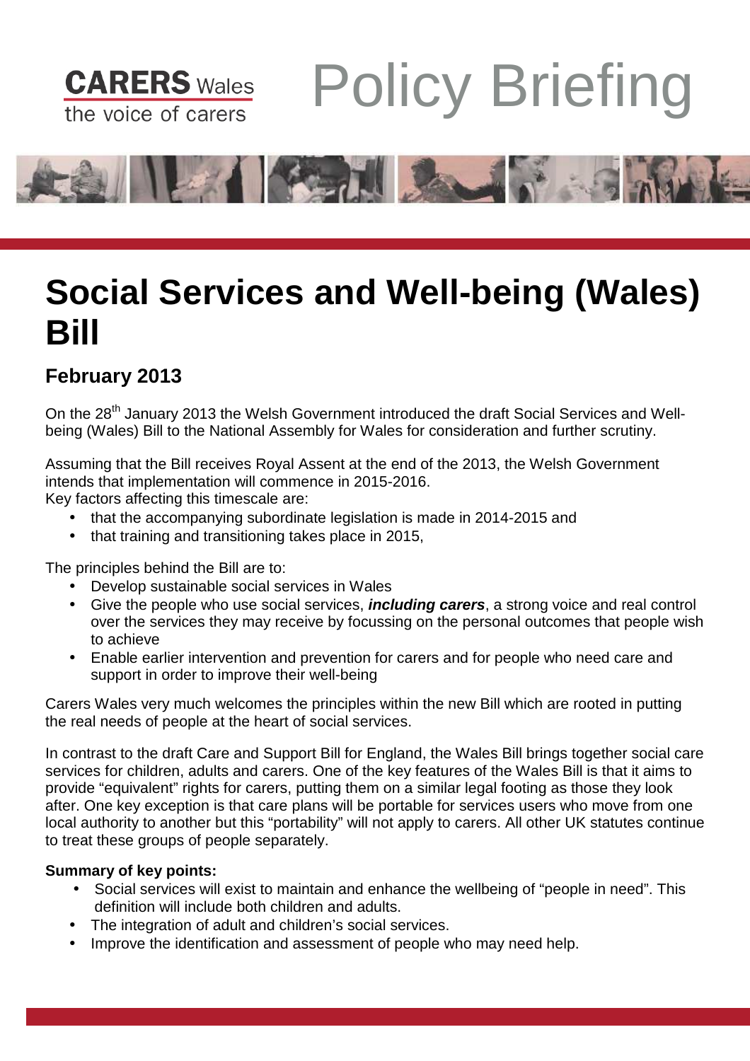CARERS Wales
the voice of carers

# Policy Briefing

# Social Services and Well-being (Wales) Bill

## February 2013

On the 28th January 2013 the Welsh Government introduced the draft Social Services and Well-being (Wales) Bill to the National Assembly for Wales for consideration and further scrutiny.

Assuming that the Bill receives Royal Assent at the end of the 2013, the Welsh Government intends that implementation will commence in 2015-2016.
Key factors affecting this timescale are:

- that the accompanying subordinate legislation is made in 2014-2015 and
- that training and transitioning takes place in 2015,

The principles behind the Bill are to:

- Develop sustainable social services in Wales
- Give the people who use social services, ***including carers***, a strong voice and real control over the services they may receive by focussing on the personal outcomes that people wish to achieve
- Enable earlier intervention and prevention for carers and for people who need care and support in order to improve their well-being

Carers Wales very much welcomes the principles within the new Bill which are rooted in putting the real needs of people at the heart of social services.

In contrast to the draft Care and Support Bill for England, the Wales Bill brings together social care services for children, adults and carers. One of the key features of the Wales Bill is that it aims to provide "equivalent" rights for carers, putting them on a similar legal footing as those they look after. One key exception is that care plans will be portable for services users who move from one local authority to another but this "portability" will not apply to carers. All other UK statutes continue to treat these groups of people separately.

**Summary of key points:**

- Social services will exist to maintain and enhance the wellbeing of "people in need". This definition will include both children and adults.
- The integration of adult and children's social services.
- Improve the identification and assessment of people who may need help.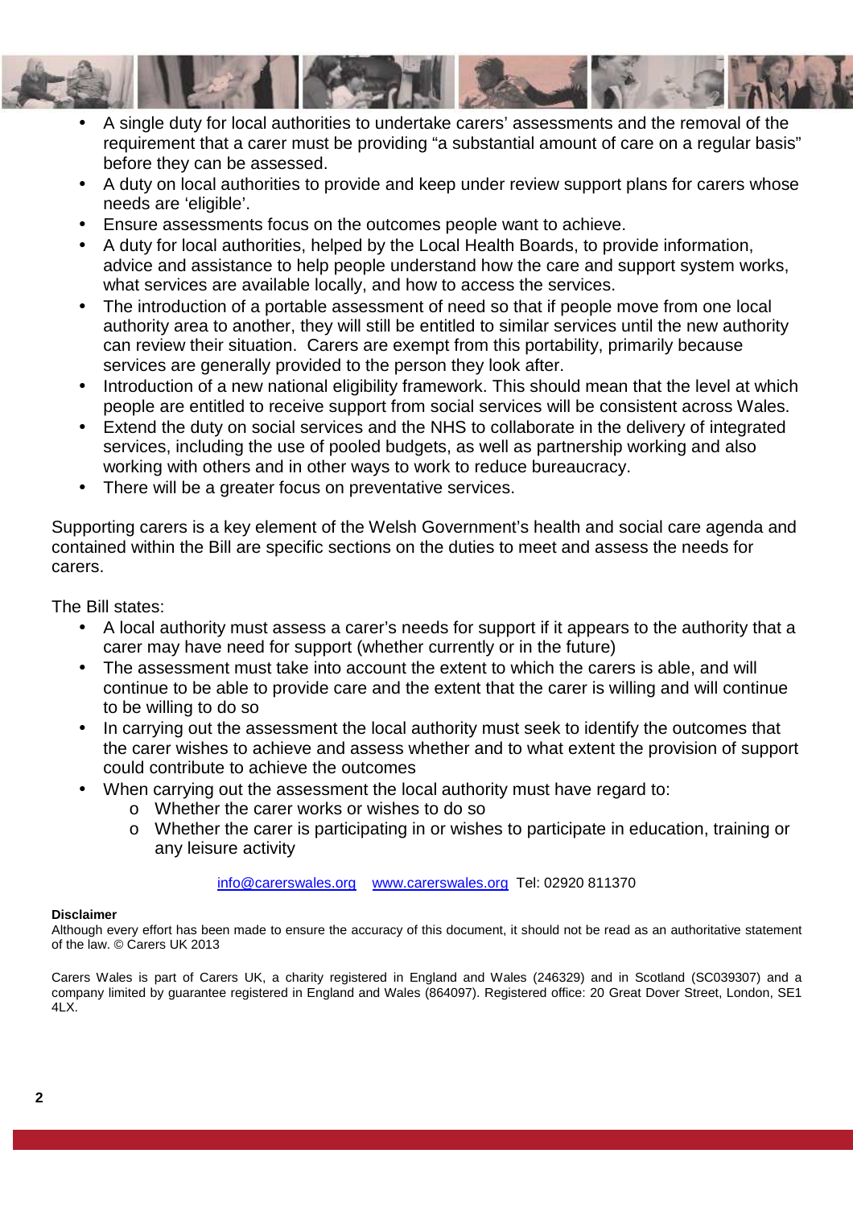- A single duty for local authorities to undertake carers' assessments and the removal of the requirement that a carer must be providing "a substantial amount of care on a regular basis" before they can be assessed.
- A duty on local authorities to provide and keep under review support plans for carers whose needs are 'eligible'.
- Ensure assessments focus on the outcomes people want to achieve.
- A duty for local authorities, helped by the Local Health Boards, to provide information, advice and assistance to help people understand how the care and support system works, what services are available locally, and how to access the services.
- The introduction of a portable assessment of need so that if people move from one local authority area to another, they will still be entitled to similar services until the new authority can review their situation. Carers are exempt from this portability, primarily because services are generally provided to the person they look after.
- Introduction of a new national eligibility framework. This should mean that the level at which people are entitled to receive support from social services will be consistent across Wales.
- Extend the duty on social services and the NHS to collaborate in the delivery of integrated services, including the use of pooled budgets, as well as partnership working and also working with others and in other ways to work to reduce bureaucracy.
- There will be a greater focus on preventative services.

Supporting carers is a key element of the Welsh Government's health and social care agenda and contained within the Bill are specific sections on the duties to meet and assess the needs for carers.

The Bill states:

- A local authority must assess a carer's needs for support if it appears to the authority that a carer may have need for support (whether currently or in the future)
- The assessment must take into account the extent to which the carers is able, and will continue to be able to provide care and the extent that the carer is willing and will continue to be willing to do so
- In carrying out the assessment the local authority must seek to identify the outcomes that the carer wishes to achieve and assess whether and to what extent the provision of support could contribute to achieve the outcomes
- When carrying out the assessment the local authority must have regard to:
  - Whether the carer works or wishes to do so
  - Whether the carer is participating in or wishes to participate in education, training or any leisure activity

info@carerswales.org www.carerswales.org Tel: 02920 811370

**Disclaimer**

Although every effort has been made to ensure the accuracy of this document, it should not be read as an authoritative statement of the law. © Carers UK 2013

Carers Wales is part of Carers UK, a charity registered in England and Wales (246329) and in Scotland (SC039307) and a company limited by guarantee registered in England and Wales (864097). Registered office: 20 Great Dover Street, London, SE1 4LX.